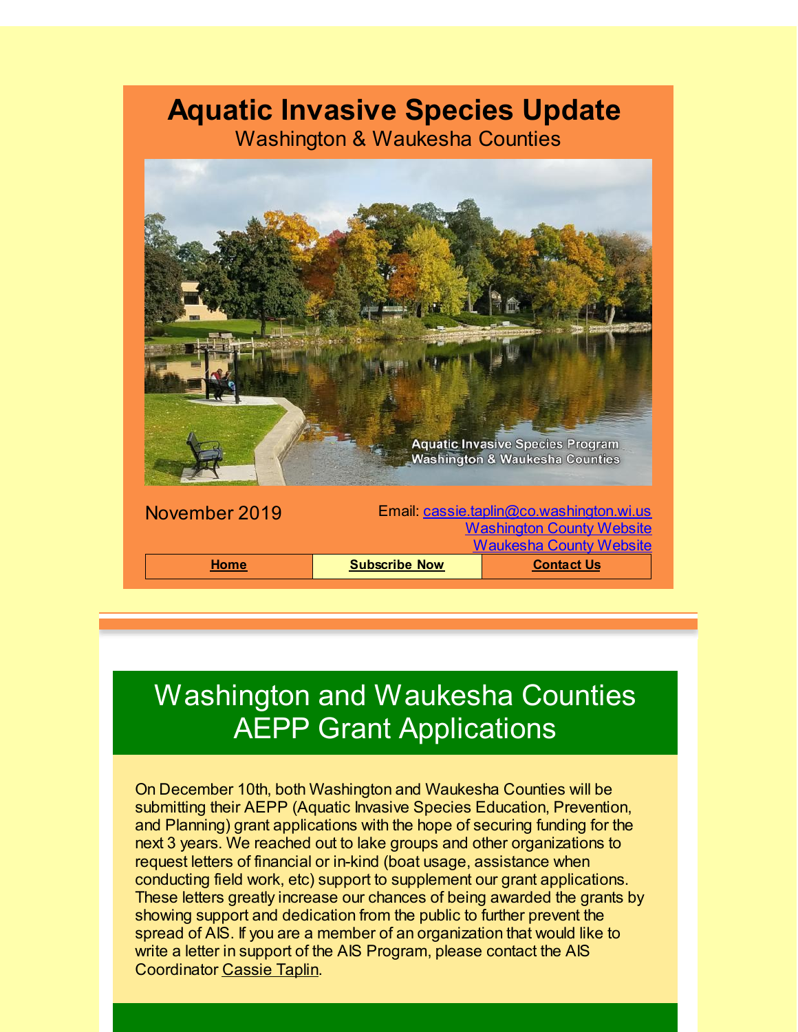# Aquatic Invasive Species Update

Washington & Waukesha Counties

November 2019

Email: cassie.taplin@co.washington.wi.us
Washington County Website
Waukesha County Website

| Home | Subscribe Now | Contact Us |
|---|---|---|

## Washington and Waukesha Counties AEPP Grant Applications

On December 10th, both Washington and Waukesha Counties will be submitting their AEPP (Aquatic Invasive Species Education, Prevention, and Planning) grant applications with the hope of securing funding for the next 3 years. We reached out to lake groups and other organizations to request letters of financial or in-kind (boat usage, assistance when conducting field work, etc) support to supplement our grant applications. These letters greatly increase our chances of being awarded the grants by showing support and dedication from the public to further prevent the spread of AIS. If you are a member of an organization that would like to write a letter in support of the AIS Program, please contact the AIS Coordinator Cassie Taplin.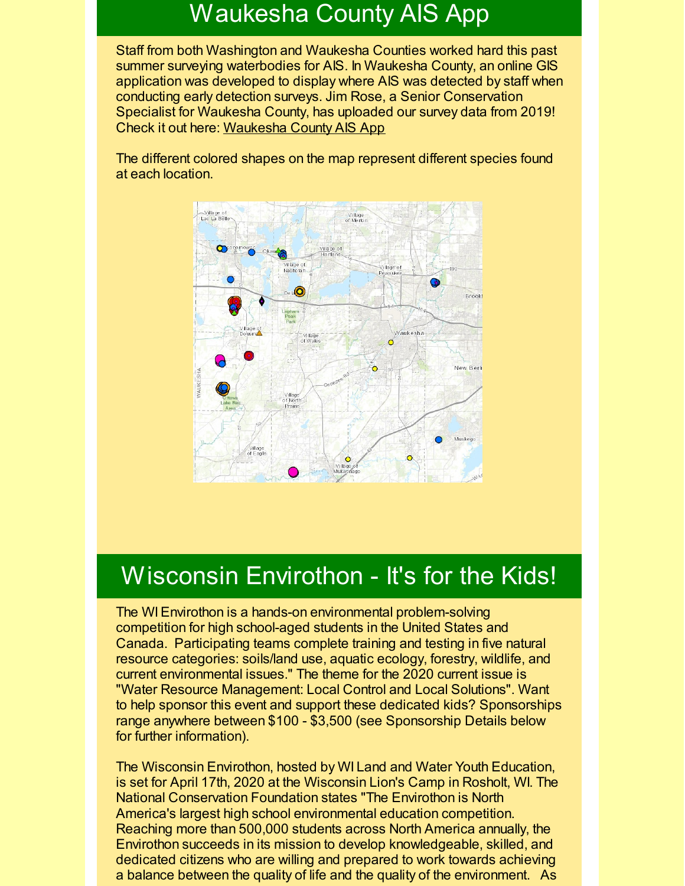## Waukesha County AIS App

Staff from both Washington and Waukesha Counties worked hard this past summer surveying waterbodies for AIS. In Waukesha County, an online GIS application was developed to display where AIS was detected by staff when conducting early detection surveys. Jim Rose, a Senior Conservation Specialist for Waukesha County, has uploaded our survey data from 2019! Check it out here: Waukesha County AIS App

The different colored shapes on the map represent different species found at each location.

## Wisconsin Envirothon - It's for the Kids!

The WI Envirothon is a hands-on environmental problem-solving competition for high school-aged students in the United States and Canada. Participating teams complete training and testing in five natural resource categories: soils/land use, aquatic ecology, forestry, wildlife, and current environmental issues." The theme for the 2020 current issue is "Water Resource Management: Local Control and Local Solutions". Want to help sponsor this event and support these dedicated kids? Sponsorships range anywhere between $100 - $3,500 (see Sponsorship Details below for further information).

The Wisconsin Envirothon, hosted by WI Land and Water Youth Education, is set for April 17th, 2020 at the Wisconsin Lion's Camp in Rosholt, WI. The National Conservation Foundation states "The Envirothon is North America's largest high school environmental education competition. Reaching more than 500,000 students across North America annually, the Envirothon succeeds in its mission to develop knowledgeable, skilled, and dedicated citizens who are willing and prepared to work towards achieving a balance between the quality of life and the quality of the environment. As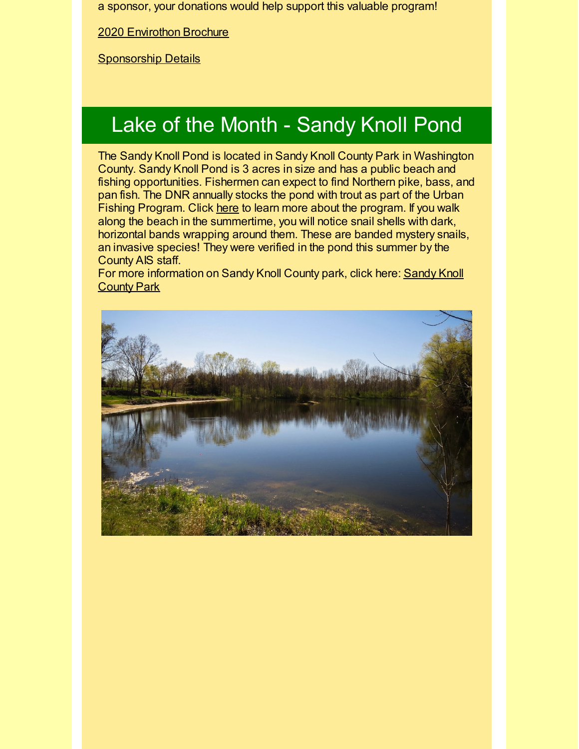a sponsor, your donations would help support this valuable program!

2020 Envirothon Brochure

Sponsorship Details

## Lake of the Month - Sandy Knoll Pond

The Sandy Knoll Pond is located in Sandy Knoll County Park in Washington County. Sandy Knoll Pond is 3 acres in size and has a public beach and fishing opportunities. Fishermen can expect to find Northern pike, bass, and pan fish. The DNR annually stocks the pond with trout as part of the Urban Fishing Program. Click here to learn more about the program. If you walk along the beach in the summertime, you will notice snail shells with dark, horizontal bands wrapping around them. These are banded mystery snails, an invasive species! They were verified in the pond this summer by the County AIS staff.
For more information on Sandy Knoll County park, click here: Sandy Knoll County Park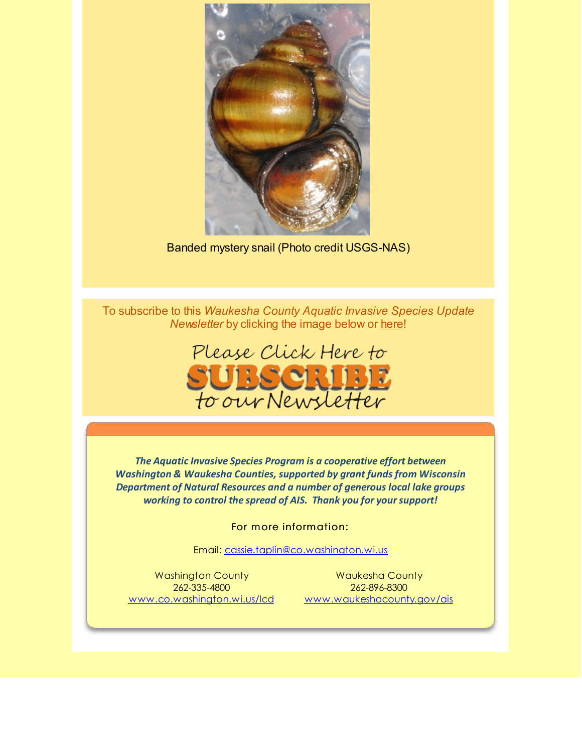Banded mystery snail (Photo credit USGS-NAS)

To subscribe to this *Waukesha County Aquatic Invasive Species Update Newsletter* by clicking the image below or here!

Please Click Here to SUBSCRIBE to our Newsletter

***The Aquatic Invasive Species Program is a cooperative effort between Washington & Waukesha Counties, supported by grant funds from Wisconsin Department of Natural Resources and a number of generous local lake groups working to control the spread of AIS. Thank you for your support!***

For more information:

Email: cassie.taplin@co.washington.wi.us

Washington County
262-335-4800
www.co.washington.wi.us/lcd

Waukesha County
262-896-8300
www.waukeshacounty.gov/ais